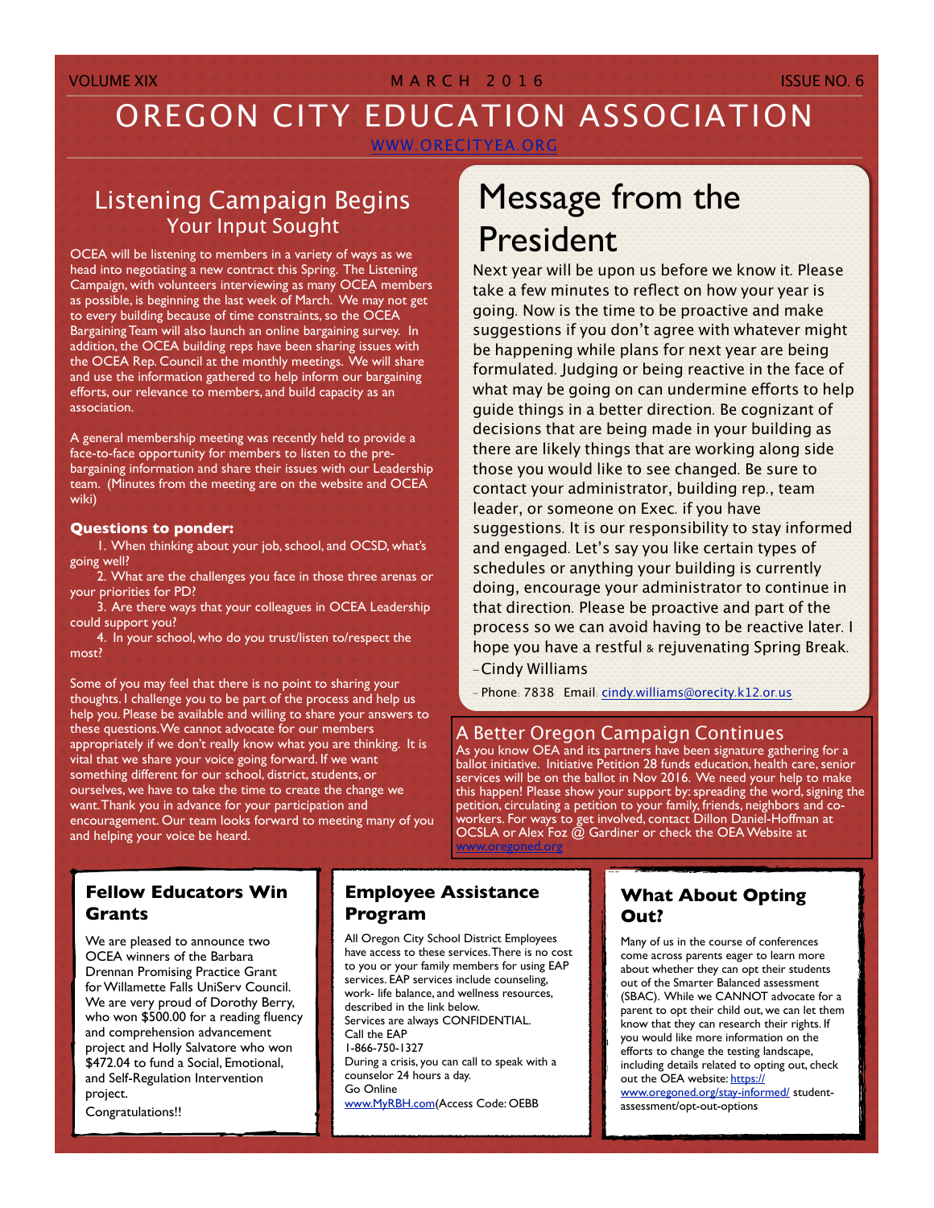VOLUME XIX | MARCH 2016 | ISSUE NO. 6

# OREGON CITY EDUCATION ASSOCIATION

WWW.ORECITYEA.ORG

## Listening Campaign Begins
### Your Input Sought

OCEA will be listening to members in a variety of ways as we head into negotiating a new contract this Spring. The Listening Campaign, with volunteers interviewing as many OCEA members as possible, is beginning the last week of March. We may not get to every building because of time constraints, so the OCEA Bargaining Team will also launch an online bargaining survey. In addition, the OCEA building reps have been sharing issues with the OCEA Rep. Council at the monthly meetings. We will share and use the information gathered to help inform our bargaining efforts, our relevance to members, and build capacity as an association.

A general membership meeting was recently held to provide a face-to-face opportunity for members to listen to the pre-bargaining information and share their issues with our Leadership team. (Minutes from the meeting are on the website and OCEA wiki)

**Questions to ponder:**

1. When thinking about your job, school, and OCSD, what's going well?
2. What are the challenges you face in those three arenas or your priorities for PD?
3. Are there ways that your colleagues in OCEA Leadership could support you?
4. In your school, who do you trust/listen to/respect the most?

Some of you may feel that there is no point to sharing your thoughts. I challenge you to be part of the process and help us help you. Please be available and willing to share your answers to these questions. We cannot advocate for our members appropriately if we don't really know what you are thinking. It is vital that we share your voice going forward. If we want something different for our school, district, students, or ourselves, we have to take the time to create the change we want. Thank you in advance for your participation and encouragement. Our team looks forward to meeting many of you and helping your voice be heard.

## Message from the President

Next year will be upon us before we know it. Please take a few minutes to reflect on how your year is going. Now is the time to be proactive and make suggestions if you don't agree with whatever might be happening while plans for next year are being formulated. Judging or being reactive in the face of what may be going on can undermine efforts to help guide things in a better direction. Be cognizant of decisions that are being made in your building as there are likely things that are working along side those you would like to see changed. Be sure to contact your administrator, building rep., team leader, or someone on Exec. if you have suggestions. It is our responsibility to stay informed and engaged. Let's say you like certain types of schedules or anything your building is currently doing, encourage your administrator to continue in that direction. Please be proactive and part of the process so we can avoid having to be reactive later. I hope you have a restful & rejuvenating Spring Break.

–Cindy Williams

– Phone: 7838 Email: cindy.williams@orecity.k12.or.us

## A Better Oregon Campaign Continues

As you know OEA and its partners have been signature gathering for a ballot initiative. Initiative Petition 28 funds education, health care, senior services will be on the ballot in Nov 2016. We need your help to make this happen! Please show your support by: spreading the word, signing the petition, circulating a petition to your family, friends, neighbors and co-workers. For ways to get involved, contact Dillon Daniel-Hoffman at OCSLA or Alex Foz @ Gardiner or check the OEA Website at www.oregoned.org

## Fellow Educators Win Grants

We are pleased to announce two OCEA winners of the Barbara Drennan Promising Practice Grant for Willamette Falls UniServ Council. We are very proud of Dorothy Berry, who won $500.00 for a reading fluency and comprehension advancement project and Holly Salvatore who won $472.04 to fund a Social, Emotional, and Self-Regulation Intervention project.

Congratulations!!

## Employee Assistance Program

All Oregon City School District Employees have access to these services. There is no cost to you or your family members for using EAP services. EAP services include counseling, work- life balance, and wellness resources, described in the link below.

Services are always CONFIDENTIAL.

Call the EAP
1-866-750-1327

During a crisis, you can call to speak with a counselor 24 hours a day.

Go Online
www.MyRBH.com(Access Code: OEBB

## What About Opting Out?

Many of us in the course of conferences come across parents eager to learn more about whether they can opt their students out of the Smarter Balanced assessment (SBAC). While we CANNOT advocate for a parent to opt their child out, we can let them know that they can research their rights. If you would like more information on the efforts to change the testing landscape, including details related to opting out, check out the OEA website: https://www.oregoned.org/stay-informed/ student-assessment/opt-out-options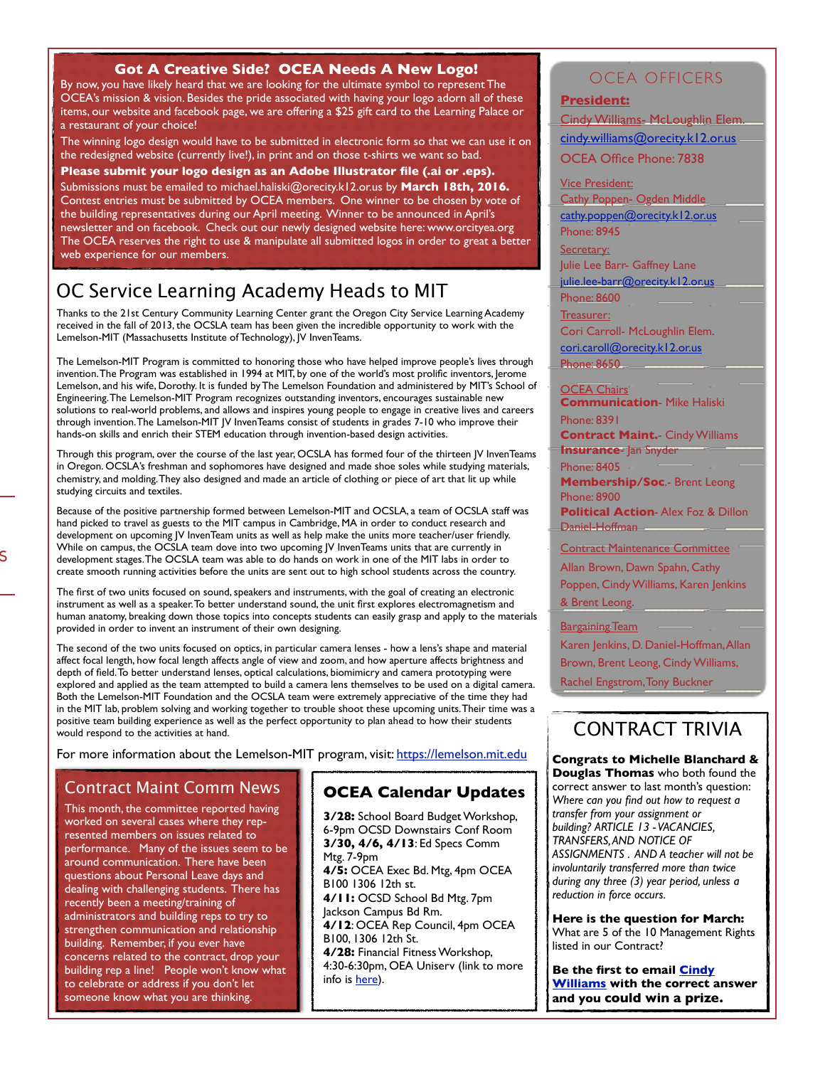## Got A Creative Side? OCEA Needs A New Logo!

By now, you have likely heard that we are looking for the ultimate symbol to represent The OCEA's mission & vision. Besides the pride associated with having your logo adorn all of these items, our website and facebook page, we are offering a $25 gift card to the Learning Palace or a restaurant of your choice!

The winning logo design would have to be submitted in electronic form so that we can use it on the redesigned website (currently live!), in print and on those t-shirts we want so bad.

**Please submit your logo design as an Adobe Illustrator file (.ai or .eps).**

Submissions must be emailed to michael.haliski@orecity.k12.or.us by **March 18th, 2016.** Contest entries must be submitted by OCEA members. One winner to be chosen by vote of the building representatives during our April meeting. Winner to be announced in April's newsletter and on facebook. Check out our newly designed website here: www.orcityea.org The OCEA reserves the right to use & manipulate all submitted logos in order to great a better web experience for our members.

# OC Service Learning Academy Heads to MIT

Thanks to the 21st Century Community Learning Center grant the Oregon City Service Learning Academy received in the fall of 2013, the OCSLA team has been given the incredible opportunity to work with the Lemelson-MIT (Massachusetts Institute of Technology), JV InvenTeams.

The Lemelson-MIT Program is committed to honoring those who have helped improve people's lives through invention. The Program was established in 1994 at MIT, by one of the world's most prolific inventors, Jerome Lemelson, and his wife, Dorothy. It is funded by The Lemelson Foundation and administered by MIT's School of Engineering. The Lemelson-MIT Program recognizes outstanding inventors, encourages sustainable new solutions to real-world problems, and allows and inspires young people to engage in creative lives and careers through invention. The Lamelson-MIT JV InvenTeams consist of students in grades 7-10 who improve their hands-on skills and enrich their STEM education through invention-based design activities.

Through this program, over the course of the last year, OCSLA has formed four of the thirteen JV InvenTeams in Oregon. OCSLA's freshman and sophomores have designed and made shoe soles while studying materials, chemistry, and molding. They also designed and made an article of clothing or piece of art that lit up while studying circuits and textiles.

Because of the positive partnership formed between Lemelson-MIT and OCSLA, a team of OCSLA staff was hand picked to travel as guests to the MIT campus in Cambridge, MA in order to conduct research and development on upcoming JV InvenTeam units as well as help make the units more teacher/user friendly. While on campus, the OCSLA team dove into two upcoming JV InvenTeams units that are currently in development stages. The OCSLA team was able to do hands on work in one of the MIT labs in order to create smooth running activities before the units are sent out to high school students across the country.

The first of two units focused on sound, speakers and instruments, with the goal of creating an electronic instrument as well as a speaker. To better understand sound, the unit first explores electromagnetism and human anatomy, breaking down those topics into concepts students can easily grasp and apply to the materials provided in order to invent an instrument of their own designing.

The second of the two units focused on optics, in particular camera lenses - how a lens's shape and material affect focal length, how focal length affects angle of view and zoom, and how aperture affects brightness and depth of field. To better understand lenses, optical calculations, biomimicry and camera prototyping were explored and applied as the team attempted to build a camera lens themselves to be used on a digital camera. Both the Lemelson-MIT Foundation and the OCSLA team were extremely appreciative of the time they had in the MIT lab, problem solving and working together to trouble shoot these upcoming units. Their time was a positive team building experience as well as the perfect opportunity to plan ahead to how their students would respond to the activities at hand.

For more information about the Lemelson-MIT program, visit: https://lemelson.mit.edu

## Contract Maint Comm News

This month, the committee reported having worked on several cases where they represented members on issues related to performance. Many of the issues seem to be around communication. There have been questions about Personal Leave days and dealing with challenging students. There has recently been a meeting/training of administrators and building reps to try to strengthen communication and relationship building. Remember, if you ever have concerns related to the contract, drop your building rep a line! People won't know what to celebrate or address if you don't let someone know what you are thinking.

## OCEA Calendar Updates

**3/28:** School Board Budget Workshop, 6-9pm OCSD Downstairs Conf Room
**3/30, 4/6, 4/13**: Ed Specs Comm Mtg. 7-9pm
**4/5:** OCEA Exec Bd. Mtg, 4pm OCEA B100 1306 12th st.
**4/11:** OCSD School Bd Mtg. 7pm Jackson Campus Bd Rm.
**4/12**: OCEA Rep Council, 4pm OCEA B100, 1306 12th St.
**4/28:** Financial Fitness Workshop, 4:30-6:30pm, OEA Uniserv (link to more info is here).

## OCEA OFFICERS

**President:**
Cindy Williams- McLoughlin Elem.
cindy.williams@orecity.k12.or.us
OCEA Office Phone: 7838

Vice President:
Cathy Poppen- Ogden Middle
cathy.poppen@orecity.k12.or.us
Phone: 8945

Secretary:
Julie Lee Barr- Gaffney Lane
julie.lee-barr@orecity.k12.or.us
Phone: 8600

Treasurer:
Cori Carroll- McLoughlin Elem.
cori.caroll@orecity.k12.or.us
Phone: 8650

OCEA Chairs
**Communication**- Mike Haliski
Phone: 8391
**Contract Maint.**- Cindy Williams
**Insurance**- Jan Snyder
Phone: 8405
**Membership/Soc.**- Brent Leong
Phone: 8900
**Political Action**- Alex Foz & Dillon Daniel-Hoffman

Contract Maintenance Committee
Allan Brown, Dawn Spahn, Cathy Poppen, Cindy Williams, Karen Jenkins & Brent Leong.

Bargaining Team
Karen Jenkins, D. Daniel-Hoffman, Allan Brown, Brent Leong, Cindy Williams, Rachel Engstrom, Tony Buckner

## CONTRACT TRIVIA

**Congrats to Michelle Blanchard & Douglas Thomas** who both found the correct answer to last month's question: *Where can you find out how to request a transfer from your assignment or building? ARTICLE 13 - VACANCIES, TRANSFERS, AND NOTICE OF ASSIGNMENTS . AND A teacher will not be involuntarily transferred more than twice during any three (3) year period, unless a reduction in force occurs.*

**Here is the question for March:**
What are 5 of the 10 Management Rights listed in our Contract?

**Be the first to email Cindy Williams with the correct answer and you could win a prize.**